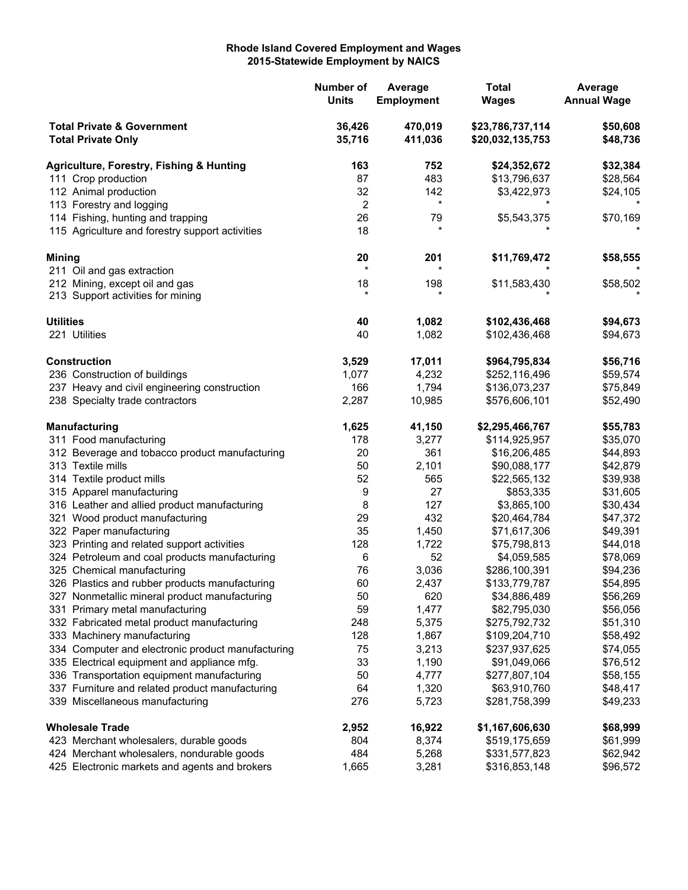**Rhode Island Covered Employment and Wages**
**2015-Statewide Employment by NAICS**

| | Number of Units | Average Employment | Total Wages | Average Annual Wage |
|---|---|---|---|---|
| **Total Private & Government** | **36,426** | **470,019** | **$23,786,737,114** | **$50,608** |
| **Total Private Only** | **35,716** | **411,036** | **$20,032,135,753** | **$48,736** |
| **Agriculture, Forestry, Fishing & Hunting** | **163** | **752** | **$24,352,672** | **$32,384** |
| 111 Crop production | 87 | 483 | $13,796,637 | $28,564 |
| 112 Animal production | 32 | 142 | $3,422,973 | $24,105 |
| 113 Forestry and logging | 2 | * | * | * |
| 114 Fishing, hunting and trapping | 26 | 79 | $5,543,375 | $70,169 |
| 115 Agriculture and forestry support activities | 18 | * | * | * |
| **Mining** | **20** | **201** | **$11,769,472** | **$58,555** |
| 211 Oil and gas extraction | * | * | * | * |
| 212 Mining, except oil and gas | 18 | 198 | $11,583,430 | $58,502 |
| 213 Support activities for mining | * | * | * | * |
| **Utilities** | **40** | **1,082** | **$102,436,468** | **$94,673** |
| 221 Utilities | 40 | 1,082 | $102,436,468 | $94,673 |
| **Construction** | **3,529** | **17,011** | **$964,795,834** | **$56,716** |
| 236 Construction of buildings | 1,077 | 4,232 | $252,116,496 | $59,574 |
| 237 Heavy and civil engineering construction | 166 | 1,794 | $136,073,237 | $75,849 |
| 238 Specialty trade contractors | 2,287 | 10,985 | $576,606,101 | $52,490 |
| **Manufacturing** | **1,625** | **41,150** | **$2,295,466,767** | **$55,783** |
| 311 Food manufacturing | 178 | 3,277 | $114,925,957 | $35,070 |
| 312 Beverage and tobacco product manufacturing | 20 | 361 | $16,206,485 | $44,893 |
| 313 Textile mills | 50 | 2,101 | $90,088,177 | $42,879 |
| 314 Textile product mills | 52 | 565 | $22,565,132 | $39,938 |
| 315 Apparel manufacturing | 9 | 27 | $853,335 | $31,605 |
| 316 Leather and allied product manufacturing | 8 | 127 | $3,865,100 | $30,434 |
| 321 Wood product manufacturing | 29 | 432 | $20,464,784 | $47,372 |
| 322 Paper manufacturing | 35 | 1,450 | $71,617,306 | $49,391 |
| 323 Printing and related support activities | 128 | 1,722 | $75,798,813 | $44,018 |
| 324 Petroleum and coal products manufacturing | 6 | 52 | $4,059,585 | $78,069 |
| 325 Chemical manufacturing | 76 | 3,036 | $286,100,391 | $94,236 |
| 326 Plastics and rubber products manufacturing | 60 | 2,437 | $133,779,787 | $54,895 |
| 327 Nonmetallic mineral product manufacturing | 50 | 620 | $34,886,489 | $56,269 |
| 331 Primary metal manufacturing | 59 | 1,477 | $82,795,030 | $56,056 |
| 332 Fabricated metal product manufacturing | 248 | 5,375 | $275,792,732 | $51,310 |
| 333 Machinery manufacturing | 128 | 1,867 | $109,204,710 | $58,492 |
| 334 Computer and electronic product manufacturing | 75 | 3,213 | $237,937,625 | $74,055 |
| 335 Electrical equipment and appliance mfg. | 33 | 1,190 | $91,049,066 | $76,512 |
| 336 Transportation equipment manufacturing | 50 | 4,777 | $277,807,104 | $58,155 |
| 337 Furniture and related product manufacturing | 64 | 1,320 | $63,910,760 | $48,417 |
| 339 Miscellaneous manufacturing | 276 | 5,723 | $281,758,399 | $49,233 |
| **Wholesale Trade** | **2,952** | **16,922** | **$1,167,606,630** | **$68,999** |
| 423 Merchant wholesalers, durable goods | 804 | 8,374 | $519,175,659 | $61,999 |
| 424 Merchant wholesalers, nondurable goods | 484 | 5,268 | $331,577,823 | $62,942 |
| 425 Electronic markets and agents and brokers | 1,665 | 3,281 | $316,853,148 | $96,572 |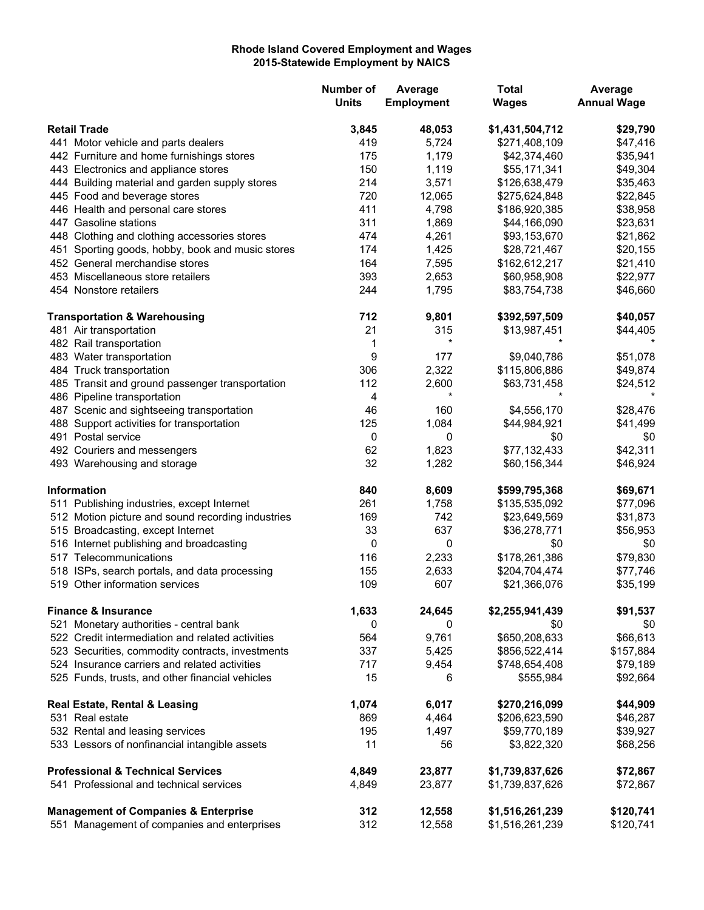**Rhode Island Covered Employment and Wages**
**2015-Statewide Employment by NAICS**

| | Number of Units | Average Employment | Total Wages | Average Annual Wage |
|---|---|---|---|---|
| **Retail Trade** | **3,845** | **48,053** | **$1,431,504,712** | **$29,790** |
| 441 Motor vehicle and parts dealers | 419 | 5,724 | $271,408,109 | $47,416 |
| 442 Furniture and home furnishings stores | 175 | 1,179 | $42,374,460 | $35,941 |
| 443 Electronics and appliance stores | 150 | 1,119 | $55,171,341 | $49,304 |
| 444 Building material and garden supply stores | 214 | 3,571 | $126,638,479 | $35,463 |
| 445 Food and beverage stores | 720 | 12,065 | $275,624,848 | $22,845 |
| 446 Health and personal care stores | 411 | 4,798 | $186,920,385 | $38,958 |
| 447 Gasoline stations | 311 | 1,869 | $44,166,090 | $23,631 |
| 448 Clothing and clothing accessories stores | 474 | 4,261 | $93,153,670 | $21,862 |
| 451 Sporting goods, hobby, book and music stores | 174 | 1,425 | $28,721,467 | $20,155 |
| 452 General merchandise stores | 164 | 7,595 | $162,612,217 | $21,410 |
| 453 Miscellaneous store retailers | 393 | 2,653 | $60,958,908 | $22,977 |
| 454 Nonstore retailers | 244 | 1,795 | $83,754,738 | $46,660 |
| **Transportation & Warehousing** | **712** | **9,801** | **$392,597,509** | **$40,057** |
| 481 Air transportation | 21 | 315 | $13,987,451 | $44,405 |
| 482 Rail transportation | 1 | * | * | * |
| 483 Water transportation | 9 | 177 | $9,040,786 | $51,078 |
| 484 Truck transportation | 306 | 2,322 | $115,806,886 | $49,874 |
| 485 Transit and ground passenger transportation | 112 | 2,600 | $63,731,458 | $24,512 |
| 486 Pipeline transportation | 4 | * | * | * |
| 487 Scenic and sightseeing transportation | 46 | 160 | $4,556,170 | $28,476 |
| 488 Support activities for transportation | 125 | 1,084 | $44,984,921 | $41,499 |
| 491 Postal service | 0 | 0 | $0 | $0 |
| 492 Couriers and messengers | 62 | 1,823 | $77,132,433 | $42,311 |
| 493 Warehousing and storage | 32 | 1,282 | $60,156,344 | $46,924 |
| **Information** | **840** | **8,609** | **$599,795,368** | **$69,671** |
| 511 Publishing industries, except Internet | 261 | 1,758 | $135,535,092 | $77,096 |
| 512 Motion picture and sound recording industries | 169 | 742 | $23,649,569 | $31,873 |
| 515 Broadcasting, except Internet | 33 | 637 | $36,278,771 | $56,953 |
| 516 Internet publishing and broadcasting | 0 | 0 | $0 | $0 |
| 517 Telecommunications | 116 | 2,233 | $178,261,386 | $79,830 |
| 518 ISPs, search portals, and data processing | 155 | 2,633 | $204,704,474 | $77,746 |
| 519 Other information services | 109 | 607 | $21,366,076 | $35,199 |
| **Finance & Insurance** | **1,633** | **24,645** | **$2,255,941,439** | **$91,537** |
| 521 Monetary authorities - central bank | 0 | 0 | $0 | $0 |
| 522 Credit intermediation and related activities | 564 | 9,761 | $650,208,633 | $66,613 |
| 523 Securities, commodity contracts, investments | 337 | 5,425 | $856,522,414 | $157,884 |
| 524 Insurance carriers and related activities | 717 | 9,454 | $748,654,408 | $79,189 |
| 525 Funds, trusts, and other financial vehicles | 15 | 6 | $555,984 | $92,664 |
| **Real Estate, Rental & Leasing** | **1,074** | **6,017** | **$270,216,099** | **$44,909** |
| 531 Real estate | 869 | 4,464 | $206,623,590 | $46,287 |
| 532 Rental and leasing services | 195 | 1,497 | $59,770,189 | $39,927 |
| 533 Lessors of nonfinancial intangible assets | 11 | 56 | $3,822,320 | $68,256 |
| **Professional & Technical Services** | **4,849** | **23,877** | **$1,739,837,626** | **$72,867** |
| 541 Professional and technical services | 4,849 | 23,877 | $1,739,837,626 | $72,867 |
| **Management of Companies & Enterprise** | **312** | **12,558** | **$1,516,261,239** | **$120,741** |
| 551 Management of companies and enterprises | 312 | 12,558 | $1,516,261,239 | $120,741 |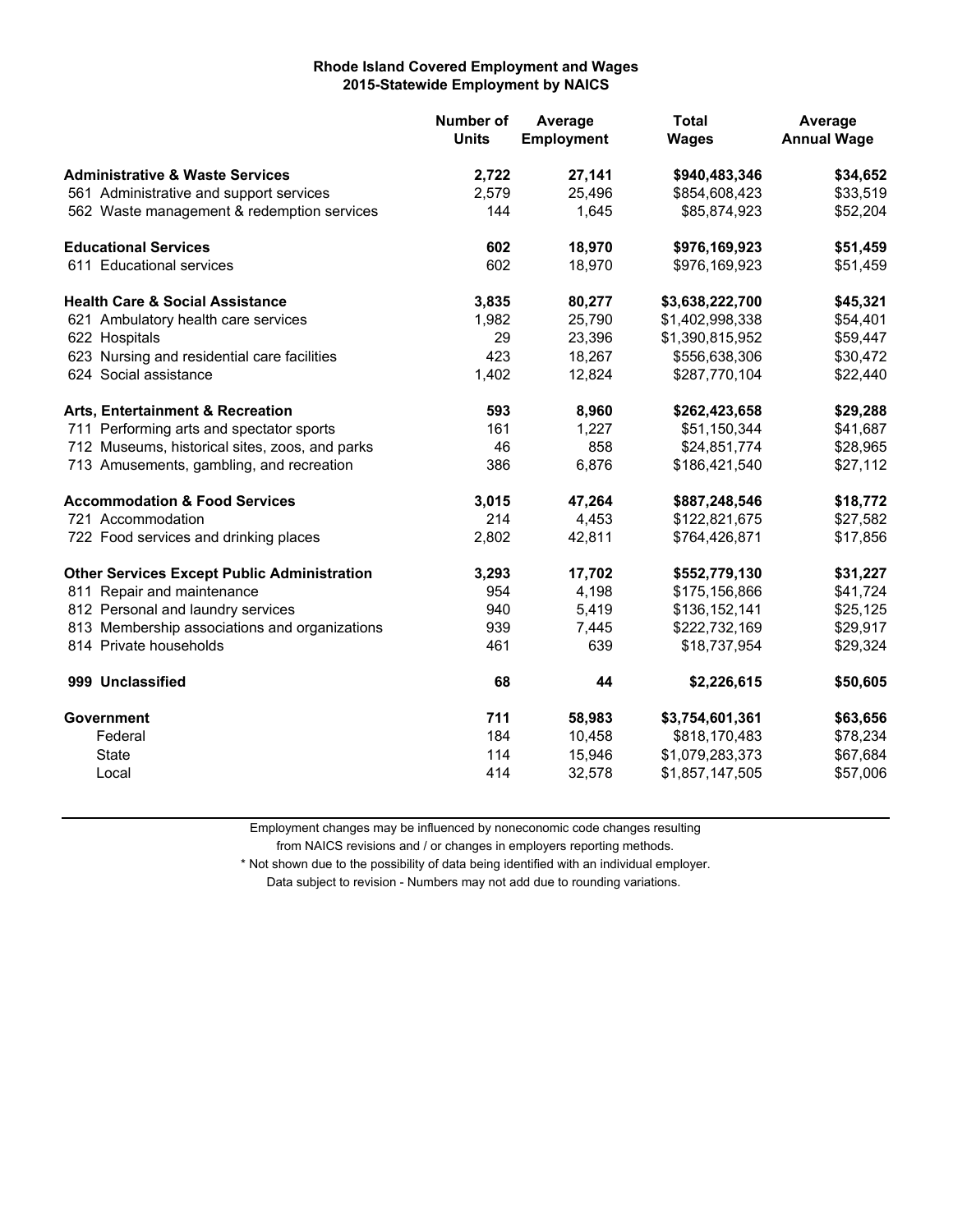**Rhode Island Covered Employment and Wages**
**2015-Statewide Employment by NAICS**

| | Number of Units | Average Employment | Total Wages | Average Annual Wage |
|---|---|---|---|---|
| **Administrative & Waste Services** | **2,722** | **27,141** | **$940,483,346** | **$34,652** |
| 561 Administrative and support services | 2,579 | 25,496 | $854,608,423 | $33,519 |
| 562 Waste management & redemption services | 144 | 1,645 | $85,874,923 | $52,204 |
| **Educational Services** | **602** | **18,970** | **$976,169,923** | **$51,459** |
| 611 Educational services | 602 | 18,970 | $976,169,923 | $51,459 |
| **Health Care & Social Assistance** | **3,835** | **80,277** | **$3,638,222,700** | **$45,321** |
| 621 Ambulatory health care services | 1,982 | 25,790 | $1,402,998,338 | $54,401 |
| 622 Hospitals | 29 | 23,396 | $1,390,815,952 | $59,447 |
| 623 Nursing and residential care facilities | 423 | 18,267 | $556,638,306 | $30,472 |
| 624 Social assistance | 1,402 | 12,824 | $287,770,104 | $22,440 |
| **Arts, Entertainment & Recreation** | **593** | **8,960** | **$262,423,658** | **$29,288** |
| 711 Performing arts and spectator sports | 161 | 1,227 | $51,150,344 | $41,687 |
| 712 Museums, historical sites, zoos, and parks | 46 | 858 | $24,851,774 | $28,965 |
| 713 Amusements, gambling, and recreation | 386 | 6,876 | $186,421,540 | $27,112 |
| **Accommodation & Food Services** | **3,015** | **47,264** | **$887,248,546** | **$18,772** |
| 721 Accommodation | 214 | 4,453 | $122,821,675 | $27,582 |
| 722 Food services and drinking places | 2,802 | 42,811 | $764,426,871 | $17,856 |
| **Other Services Except Public Administration** | **3,293** | **17,702** | **$552,779,130** | **$31,227** |
| 811 Repair and maintenance | 954 | 4,198 | $175,156,866 | $41,724 |
| 812 Personal and laundry services | 940 | 5,419 | $136,152,141 | $25,125 |
| 813 Membership associations and organizations | 939 | 7,445 | $222,732,169 | $29,917 |
| 814 Private households | 461 | 639 | $18,737,954 | $29,324 |
| **999 Unclassified** | **68** | **44** | **$2,226,615** | **$50,605** |
| **Government** | **711** | **58,983** | **$3,754,601,361** | **$63,656** |
| Federal | 184 | 10,458 | $818,170,483 | $78,234 |
| State | 114 | 15,946 | $1,079,283,373 | $67,684 |
| Local | 414 | 32,578 | $1,857,147,505 | $57,006 |

Employment changes may be influenced by noneconomic code changes resulting from NAICS revisions and / or changes in employers reporting methods.

* Not shown due to the possibility of data being identified with an individual employer.

Data subject to revision - Numbers may not add due to rounding variations.